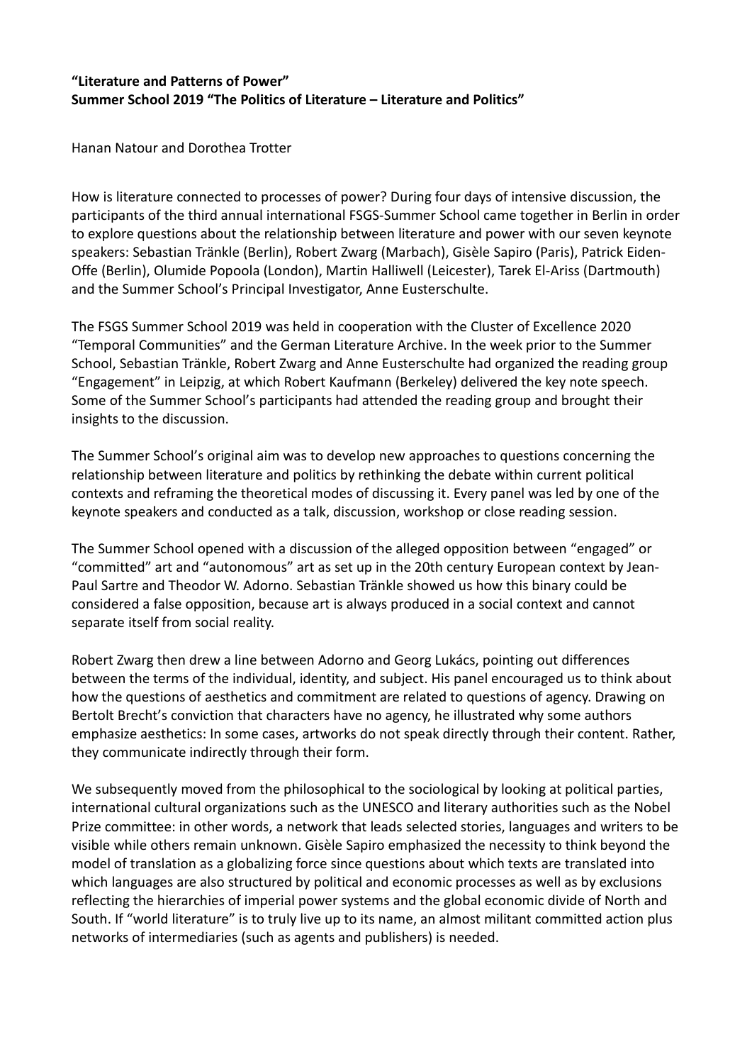**“Literature and Patterns of Power”**
**Summer School 2019 “The Politics of Literature – Literature and Politics”**

Hanan Natour and Dorothea Trotter

How is literature connected to processes of power? During four days of intensive discussion, the participants of the third annual international FSGS-Summer School came together in Berlin in order to explore questions about the relationship between literature and power with our seven keynote speakers: Sebastian Tränkle (Berlin), Robert Zwarg (Marbach), Gisèle Sapiro (Paris), Patrick Eiden-Offe (Berlin), Olumide Popoola (London), Martin Halliwell (Leicester), Tarek El-Ariss (Dartmouth) and the Summer School’s Principal Investigator, Anne Eusterschulte.

The FSGS Summer School 2019 was held in cooperation with the Cluster of Excellence 2020 “Temporal Communities” and the German Literature Archive. In the week prior to the Summer School, Sebastian Tränkle, Robert Zwarg and Anne Eusterschulte had organized the reading group “Engagement” in Leipzig, at which Robert Kaufmann (Berkeley) delivered the key note speech. Some of the Summer School’s participants had attended the reading group and brought their insights to the discussion.

The Summer School’s original aim was to develop new approaches to questions concerning the relationship between literature and politics by rethinking the debate within current political contexts and reframing the theoretical modes of discussing it. Every panel was led by one of the keynote speakers and conducted as a talk, discussion, workshop or close reading session.

The Summer School opened with a discussion of the alleged opposition between “engaged” or “committed” art and “autonomous” art as set up in the 20th century European context by Jean-Paul Sartre and Theodor W. Adorno. Sebastian Tränkle showed us how this binary could be considered a false opposition, because art is always produced in a social context and cannot separate itself from social reality.

Robert Zwarg then drew a line between Adorno and Georg Lukács, pointing out differences between the terms of the individual, identity, and subject. His panel encouraged us to think about how the questions of aesthetics and commitment are related to questions of agency. Drawing on Bertolt Brecht’s conviction that characters have no agency, he illustrated why some authors emphasize aesthetics: In some cases, artworks do not speak directly through their content. Rather, they communicate indirectly through their form.

We subsequently moved from the philosophical to the sociological by looking at political parties, international cultural organizations such as the UNESCO and literary authorities such as the Nobel Prize committee: in other words, a network that leads selected stories, languages and writers to be visible while others remain unknown. Gisèle Sapiro emphasized the necessity to think beyond the model of translation as a globalizing force since questions about which texts are translated into which languages are also structured by political and economic processes as well as by exclusions reflecting the hierarchies of imperial power systems and the global economic divide of North and South. If “world literature” is to truly live up to its name, an almost militant committed action plus networks of intermediaries (such as agents and publishers) is needed.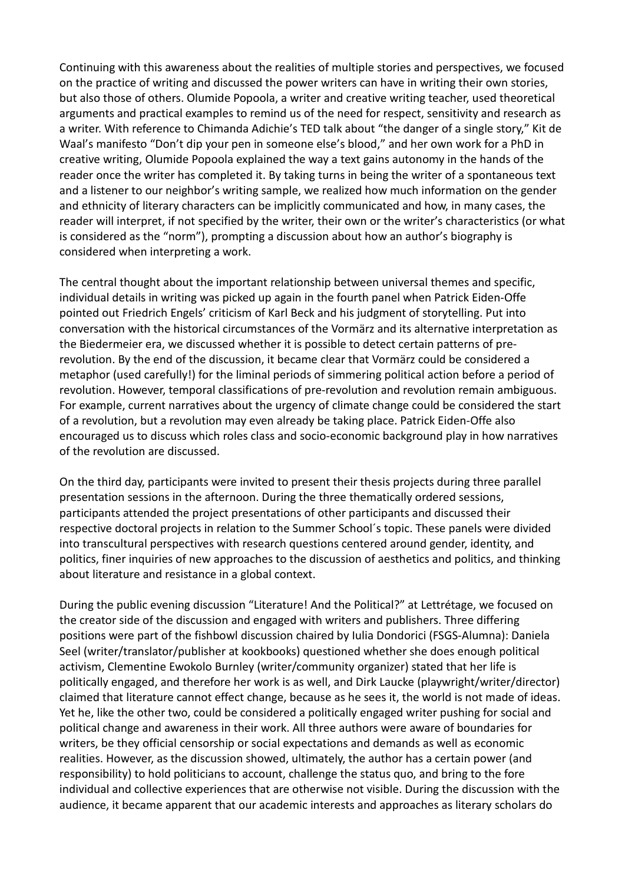Continuing with this awareness about the realities of multiple stories and perspectives, we focused on the practice of writing and discussed the power writers can have in writing their own stories, but also those of others. Olumide Popoola, a writer and creative writing teacher, used theoretical arguments and practical examples to remind us of the need for respect, sensitivity and research as a writer. With reference to Chimanda Adichie's TED talk about "the danger of a single story," Kit de Waal's manifesto "Don't dip your pen in someone else's blood," and her own work for a PhD in creative writing, Olumide Popoola explained the way a text gains autonomy in the hands of the reader once the writer has completed it. By taking turns in being the writer of a spontaneous text and a listener to our neighbor's writing sample, we realized how much information on the gender and ethnicity of literary characters can be implicitly communicated and how, in many cases, the reader will interpret, if not specified by the writer, their own or the writer's characteristics (or what is considered as the "norm"), prompting a discussion about how an author's biography is considered when interpreting a work.

The central thought about the important relationship between universal themes and specific, individual details in writing was picked up again in the fourth panel when Patrick Eiden-Offe pointed out Friedrich Engels' criticism of Karl Beck and his judgment of storytelling. Put into conversation with the historical circumstances of the Vormärz and its alternative interpretation as the Biedermeier era, we discussed whether it is possible to detect certain patterns of pre-revolution. By the end of the discussion, it became clear that Vormärz could be considered a metaphor (used carefully!) for the liminal periods of simmering political action before a period of revolution. However, temporal classifications of pre-revolution and revolution remain ambiguous. For example, current narratives about the urgency of climate change could be considered the start of a revolution, but a revolution may even already be taking place. Patrick Eiden-Offe also encouraged us to discuss which roles class and socio-economic background play in how narratives of the revolution are discussed.

On the third day, participants were invited to present their thesis projects during three parallel presentation sessions in the afternoon. During the three thematically ordered sessions, participants attended the project presentations of other participants and discussed their respective doctoral projects in relation to the Summer School´s topic. These panels were divided into transcultural perspectives with research questions centered around gender, identity, and politics, finer inquiries of new approaches to the discussion of aesthetics and politics, and thinking about literature and resistance in a global context.

During the public evening discussion "Literature! And the Political?" at Lettrétage, we focused on the creator side of the discussion and engaged with writers and publishers. Three differing positions were part of the fishbowl discussion chaired by Iulia Dondorici (FSGS-Alumna): Daniela Seel (writer/translator/publisher at kookbooks) questioned whether she does enough political activism, Clementine Ewokolo Burnley (writer/community organizer) stated that her life is politically engaged, and therefore her work is as well, and Dirk Laucke (playwright/writer/director) claimed that literature cannot effect change, because as he sees it, the world is not made of ideas. Yet he, like the other two, could be considered a politically engaged writer pushing for social and political change and awareness in their work. All three authors were aware of boundaries for writers, be they official censorship or social expectations and demands as well as economic realities. However, as the discussion showed, ultimately, the author has a certain power (and responsibility) to hold politicians to account, challenge the status quo, and bring to the fore individual and collective experiences that are otherwise not visible. During the discussion with the audience, it became apparent that our academic interests and approaches as literary scholars do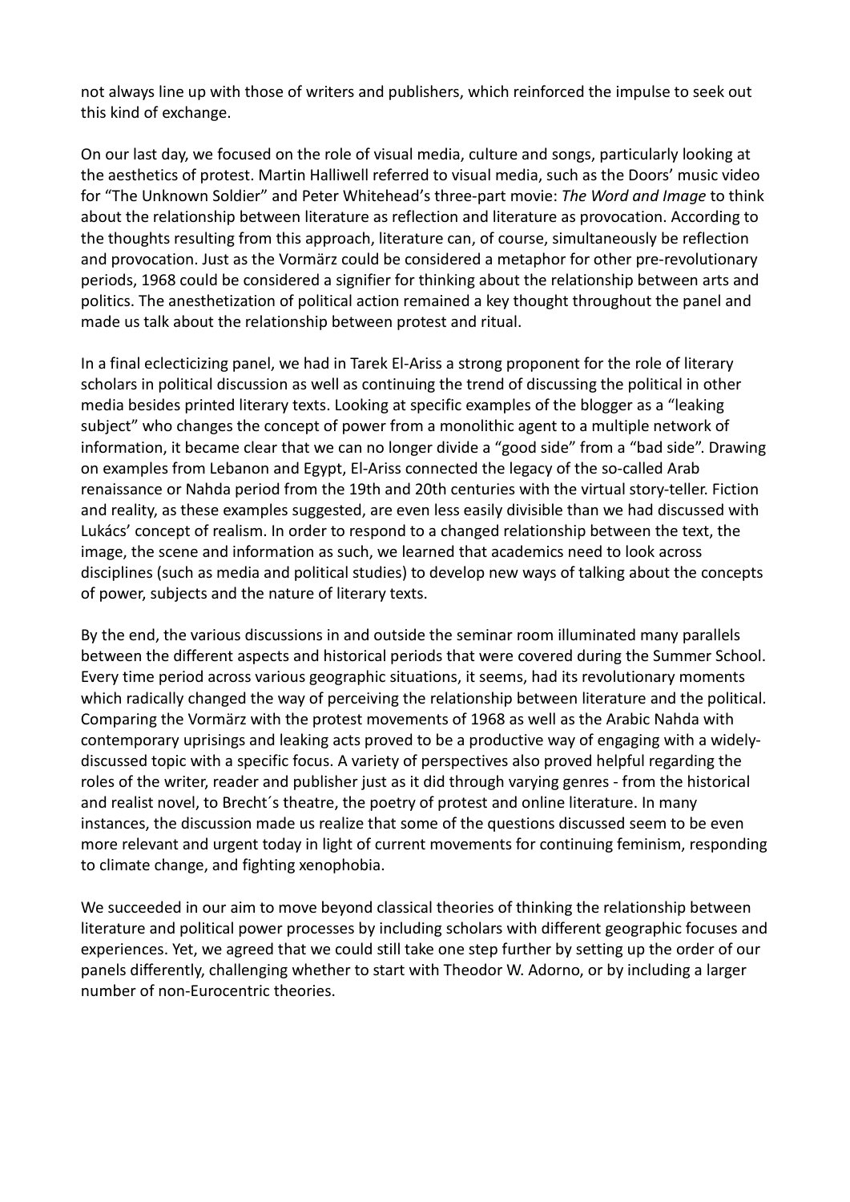not always line up with those of writers and publishers, which reinforced the impulse to seek out this kind of exchange.

On our last day, we focused on the role of visual media, culture and songs, particularly looking at the aesthetics of protest. Martin Halliwell referred to visual media, such as the Doors' music video for "The Unknown Soldier" and Peter Whitehead's three-part movie: *The Word and Image* to think about the relationship between literature as reflection and literature as provocation. According to the thoughts resulting from this approach, literature can, of course, simultaneously be reflection and provocation. Just as the Vormärz could be considered a metaphor for other pre-revolutionary periods, 1968 could be considered a signifier for thinking about the relationship between arts and politics. The anesthetization of political action remained a key thought throughout the panel and made us talk about the relationship between protest and ritual.

In a final eclecticizing panel, we had in Tarek El-Ariss a strong proponent for the role of literary scholars in political discussion as well as continuing the trend of discussing the political in other media besides printed literary texts. Looking at specific examples of the blogger as a "leaking subject" who changes the concept of power from a monolithic agent to a multiple network of information, it became clear that we can no longer divide a "good side" from a "bad side". Drawing on examples from Lebanon and Egypt, El-Ariss connected the legacy of the so-called Arab renaissance or Nahda period from the 19th and 20th centuries with the virtual story-teller. Fiction and reality, as these examples suggested, are even less easily divisible than we had discussed with Lukács' concept of realism. In order to respond to a changed relationship between the text, the image, the scene and information as such, we learned that academics need to look across disciplines (such as media and political studies) to develop new ways of talking about the concepts of power, subjects and the nature of literary texts.

By the end, the various discussions in and outside the seminar room illuminated many parallels between the different aspects and historical periods that were covered during the Summer School. Every time period across various geographic situations, it seems, had its revolutionary moments which radically changed the way of perceiving the relationship between literature and the political. Comparing the Vormärz with the protest movements of 1968 as well as the Arabic Nahda with contemporary uprisings and leaking acts proved to be a productive way of engaging with a widely-discussed topic with a specific focus. A variety of perspectives also proved helpful regarding the roles of the writer, reader and publisher just as it did through varying genres - from the historical and realist novel, to Brecht´s theatre, the poetry of protest and online literature. In many instances, the discussion made us realize that some of the questions discussed seem to be even more relevant and urgent today in light of current movements for continuing feminism, responding to climate change, and fighting xenophobia.

We succeeded in our aim to move beyond classical theories of thinking the relationship between literature and political power processes by including scholars with different geographic focuses and experiences. Yet, we agreed that we could still take one step further by setting up the order of our panels differently, challenging whether to start with Theodor W. Adorno, or by including a larger number of non-Eurocentric theories.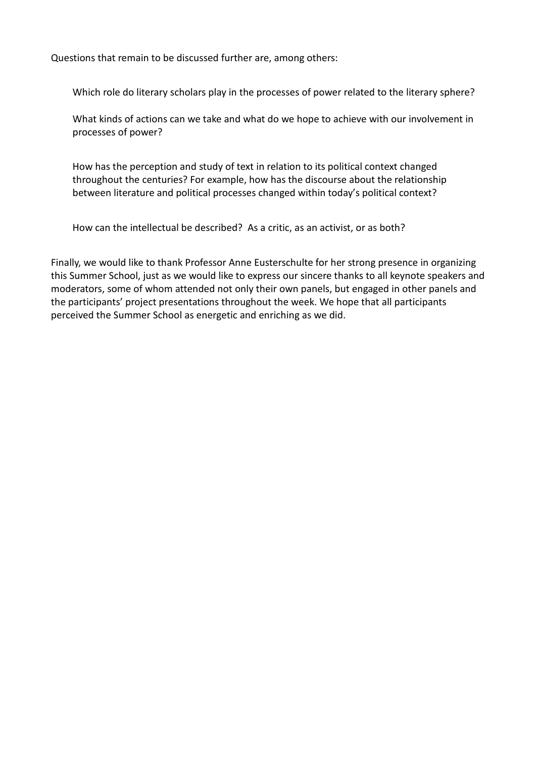Questions that remain to be discussed further are, among others:

> Which role do literary scholars play in the processes of power related to the literary sphere?
>
> What kinds of actions can we take and what do we hope to achieve with our involvement in processes of power?
>
> How has the perception and study of text in relation to its political context changed throughout the centuries? For example, how has the discourse about the relationship between literature and political processes changed within today's political context?
>
> How can the intellectual be described? As a critic, as an activist, or as both?

Finally, we would like to thank Professor Anne Eusterschulte for her strong presence in organizing this Summer School, just as we would like to express our sincere thanks to all keynote speakers and moderators, some of whom attended not only their own panels, but engaged in other panels and the participants' project presentations throughout the week. We hope that all participants perceived the Summer School as energetic and enriching as we did.